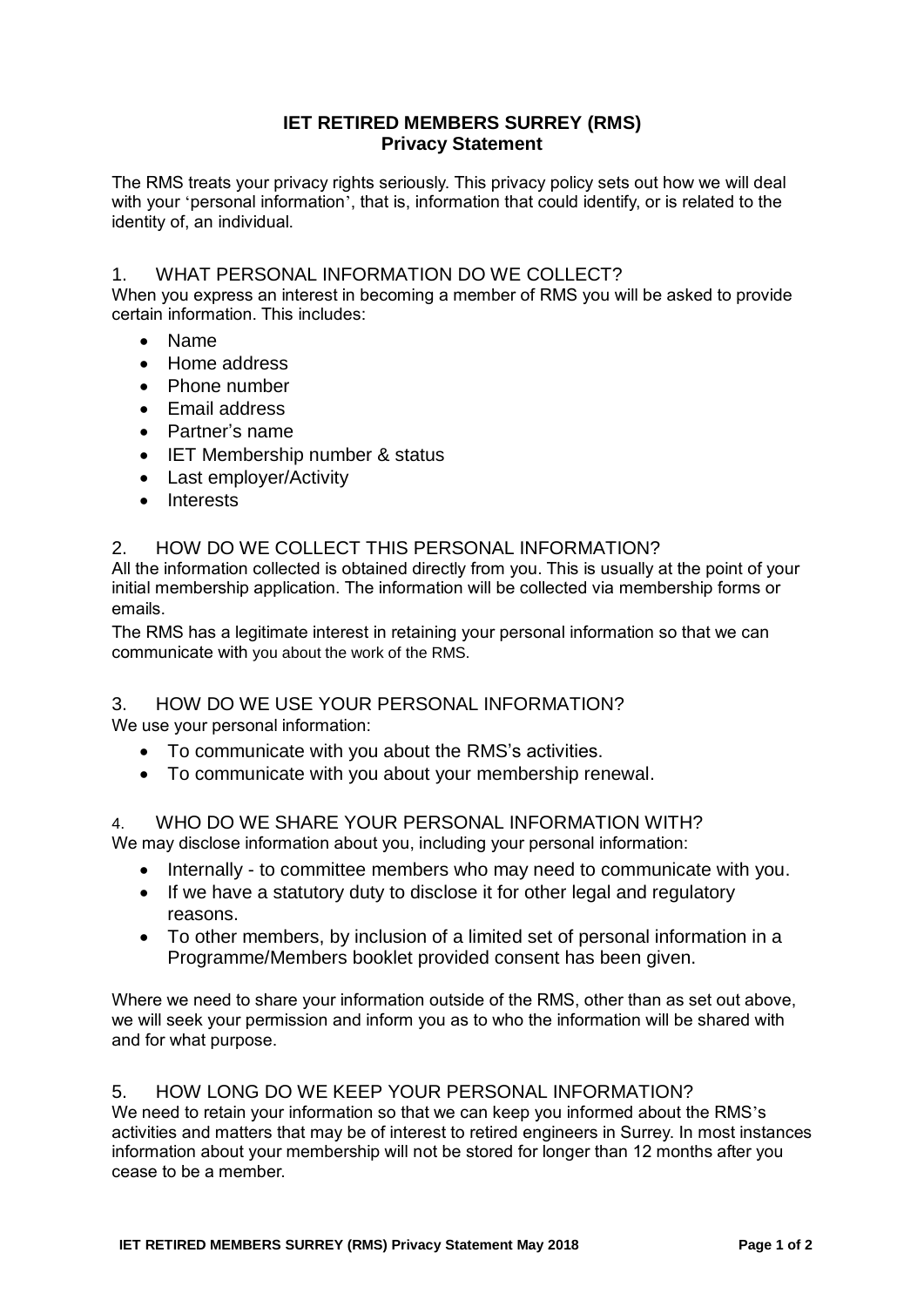# IET RETIRED MEMBERS SURREY (RMS)
## Privacy Statement

The RMS treats your privacy rights seriously. This privacy policy sets out how we will deal with your 'personal information', that is, information that could identify, or is related to the identity of, an individual.

### 1. WHAT PERSONAL INFORMATION DO WE COLLECT?

When you express an interest in becoming a member of RMS you will be asked to provide certain information. This includes:

- Name
- Home address
- Phone number
- Email address
- Partner's name
- IET Membership number & status
- Last employer/Activity
- Interests

### 2. HOW DO WE COLLECT THIS PERSONAL INFORMATION?

All the information collected is obtained directly from you. This is usually at the point of your initial membership application. The information will be collected via membership forms or emails.

The RMS has a legitimate interest in retaining your personal information so that we can communicate with you about the work of the RMS.

### 3. HOW DO WE USE YOUR PERSONAL INFORMATION?

We use your personal information:

- To communicate with you about the RMS's activities.
- To communicate with you about your membership renewal.

### 4. WHO DO WE SHARE YOUR PERSONAL INFORMATION WITH?

We may disclose information about you, including your personal information:

- Internally - to committee members who may need to communicate with you.
- If we have a statutory duty to disclose it for other legal and regulatory reasons.
- To other members, by inclusion of a limited set of personal information in a Programme/Members booklet provided consent has been given.

Where we need to share your information outside of the RMS, other than as set out above, we will seek your permission and inform you as to who the information will be shared with and for what purpose.

### 5. HOW LONG DO WE KEEP YOUR PERSONAL INFORMATION?

We need to retain your information so that we can keep you informed about the RMS's activities and matters that may be of interest to retired engineers in Surrey. In most instances information about your membership will not be stored for longer than 12 months after you cease to be a member.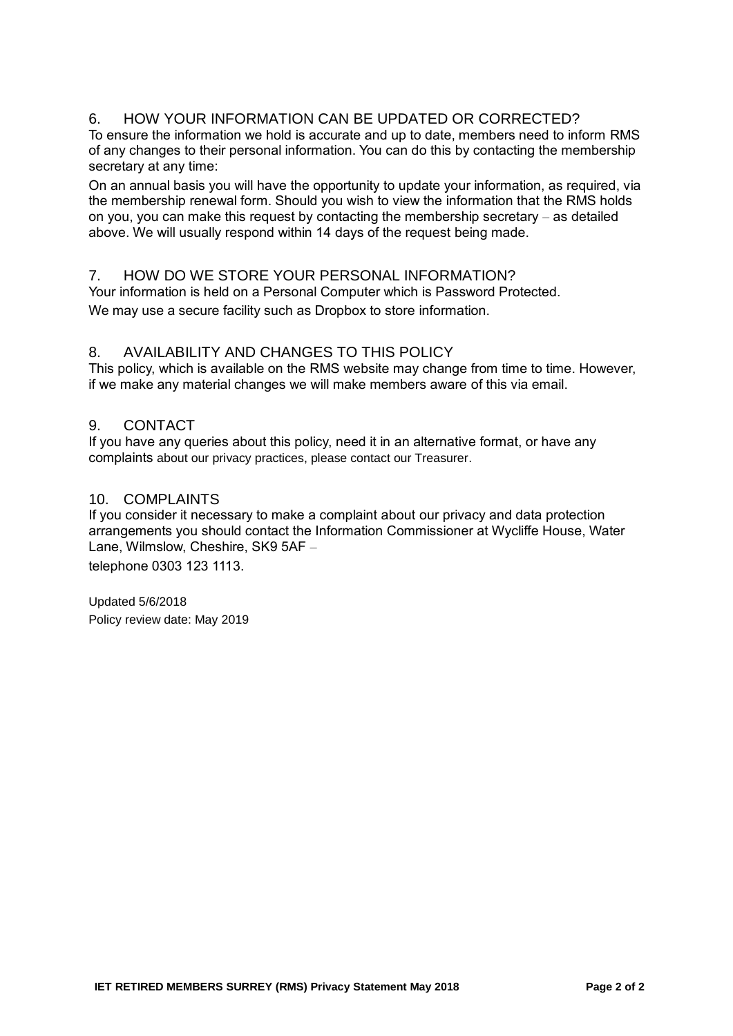## 6. HOW YOUR INFORMATION CAN BE UPDATED OR CORRECTED?

To ensure the information we hold is accurate and up to date, members need to inform RMS of any changes to their personal information. You can do this by contacting the membership secretary at any time:

On an annual basis you will have the opportunity to update your information, as required, via the membership renewal form. Should you wish to view the information that the RMS holds on you, you can make this request by contacting the membership secretary – as detailed above. We will usually respond within 14 days of the request being made.

## 7. HOW DO WE STORE YOUR PERSONAL INFORMATION?

Your information is held on a Personal Computer which is Password Protected.

We may use a secure facility such as Dropbox to store information.

## 8. AVAILABILITY AND CHANGES TO THIS POLICY

This policy, which is available on the RMS website may change from time to time. However, if we make any material changes we will make members aware of this via email.

## 9. CONTACT

If you have any queries about this policy, need it in an alternative format, or have any complaints about our privacy practices, please contact our Treasurer.

## 10. COMPLAINTS

If you consider it necessary to make a complaint about our privacy and data protection arrangements you should contact the Information Commissioner at Wycliffe House, Water Lane, Wilmslow, Cheshire, SK9 5AF –

telephone 0303 123 1113.

Updated 5/6/2018

Policy review date: May 2019